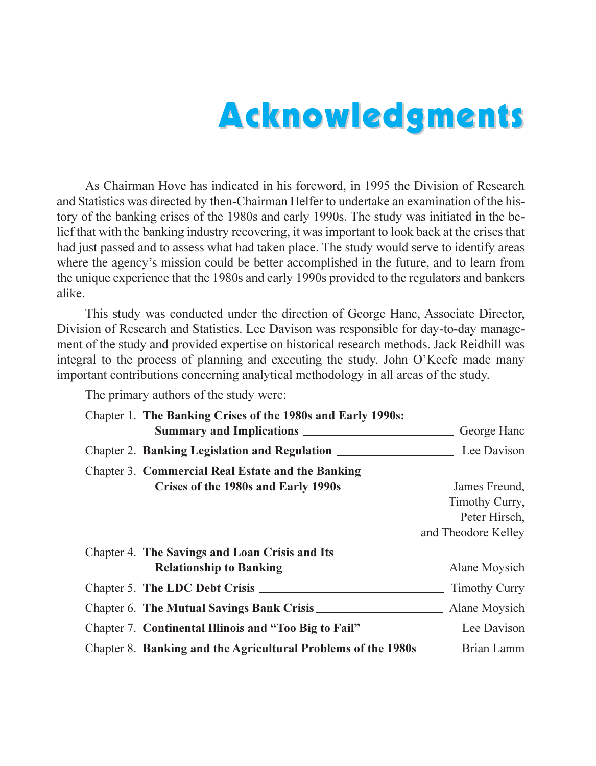# Acknowledgments

As Chairman Hove has indicated in his foreword, in 1995 the Division of Research and Statistics was directed by then-Chairman Helfer to undertake an examination of the history of the banking crises of the 1980s and early 1990s. The study was initiated in the belief that with the banking industry recovering, it was important to look back at the crises that had just passed and to assess what had taken place. The study would serve to identify areas where the agency's mission could be better accomplished in the future, and to learn from the unique experience that the 1980s and early 1990s provided to the regulators and bankers alike.

This study was conducted under the direction of George Hanc, Associate Director, Division of Research and Statistics. Lee Davison was responsible for day-to-day management of the study and provided expertise on historical research methods. Jack Reidhill was integral to the process of planning and executing the study. John O'Keefe made many important contributions concerning analytical methodology in all areas of the study.

The primary authors of the study were:

| Chapter | Title | Author(s) |
|---|---|---|
| Chapter 1. | **The Banking Crises of the 1980s and Early 1990s: Summary and Implications** | George Hanc |
| Chapter 2. | **Banking Legislation and Regulation** | Lee Davison |
| Chapter 3. | **Commercial Real Estate and the Banking Crises of the 1980s and Early 1990s** | James Freund, Timothy Curry, Peter Hirsch, and Theodore Kelley |
| Chapter 4. | **The Savings and Loan Crisis and Its Relationship to Banking** | Alane Moysich |
| Chapter 5. | **The LDC Debt Crisis** | Timothy Curry |
| Chapter 6. | **The Mutual Savings Bank Crisis** | Alane Moysich |
| Chapter 7. | **Continental Illinois and "Too Big to Fail"** | Lee Davison |
| Chapter 8. | **Banking and the Agricultural Problems of the 1980s** | Brian Lamm |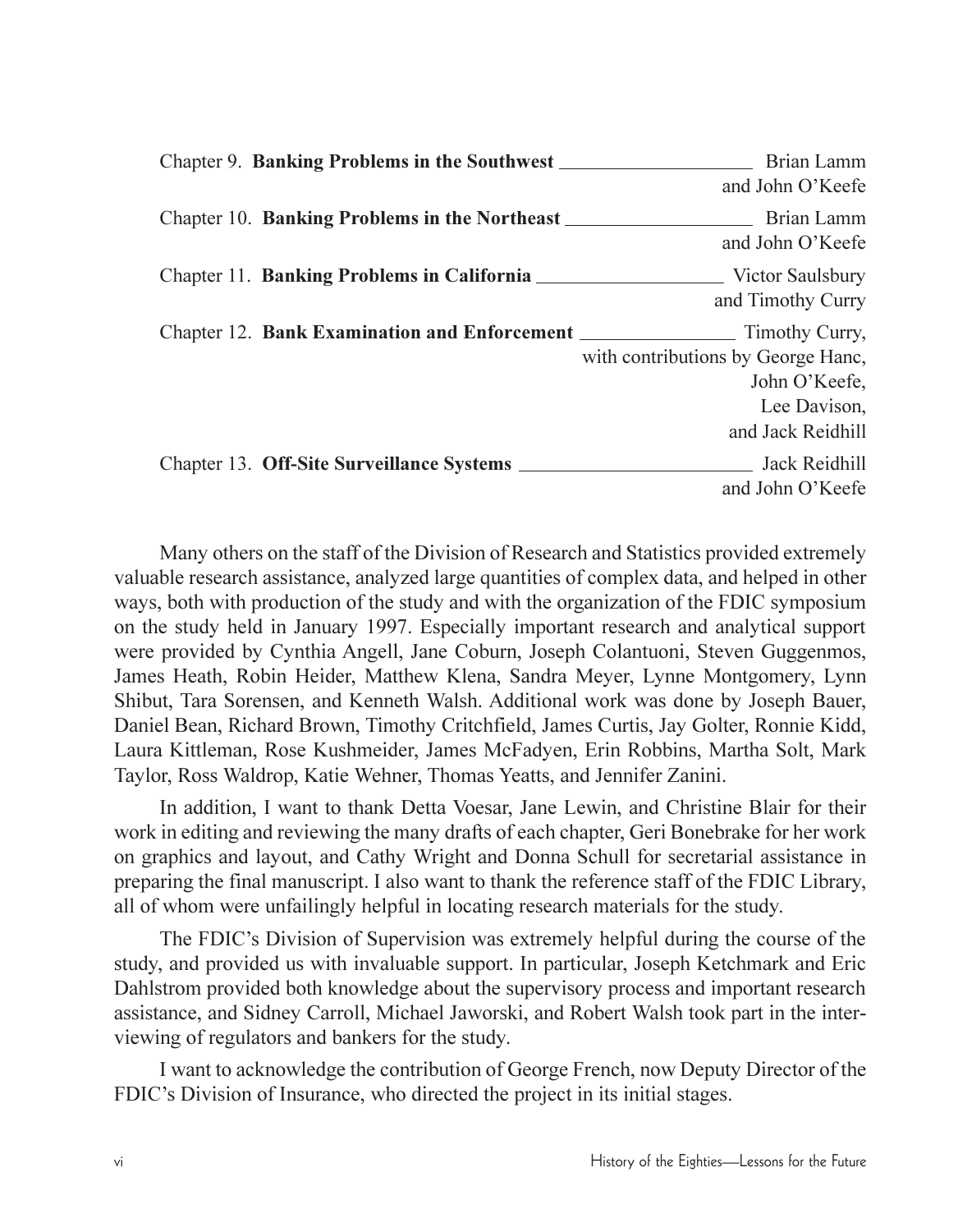Chapter 9. **Banking Problems in the Southwest** — Brian Lamm and John O'Keefe

Chapter 10. **Banking Problems in the Northeast** — Brian Lamm and John O'Keefe

Chapter 11. **Banking Problems in California** — Victor Saulsbury and Timothy Curry

Chapter 12. **Bank Examination and Enforcement** — Timothy Curry, with contributions by George Hanc, John O'Keefe, Lee Davison, and Jack Reidhill

Chapter 13. **Off-Site Surveillance Systems** — Jack Reidhill and John O'Keefe

Many others on the staff of the Division of Research and Statistics provided extremely valuable research assistance, analyzed large quantities of complex data, and helped in other ways, both with production of the study and with the organization of the FDIC symposium on the study held in January 1997. Especially important research and analytical support were provided by Cynthia Angell, Jane Coburn, Joseph Colantuoni, Steven Guggenmos, James Heath, Robin Heider, Matthew Klena, Sandra Meyer, Lynne Montgomery, Lynn Shibut, Tara Sorensen, and Kenneth Walsh. Additional work was done by Joseph Bauer, Daniel Bean, Richard Brown, Timothy Critchfield, James Curtis, Jay Golter, Ronnie Kidd, Laura Kittleman, Rose Kushmeider, James McFadyen, Erin Robbins, Martha Solt, Mark Taylor, Ross Waldrop, Katie Wehner, Thomas Yeatts, and Jennifer Zanini.

In addition, I want to thank Detta Voesar, Jane Lewin, and Christine Blair for their work in editing and reviewing the many drafts of each chapter, Geri Bonebrake for her work on graphics and layout, and Cathy Wright and Donna Schull for secretarial assistance in preparing the final manuscript. I also want to thank the reference staff of the FDIC Library, all of whom were unfailingly helpful in locating research materials for the study.

The FDIC's Division of Supervision was extremely helpful during the course of the study, and provided us with invaluable support. In particular, Joseph Ketchmark and Eric Dahlstrom provided both knowledge about the supervisory process and important research assistance, and Sidney Carroll, Michael Jaworski, and Robert Walsh took part in the interviewing of regulators and bankers for the study.

I want to acknowledge the contribution of George French, now Deputy Director of the FDIC's Division of Insurance, who directed the project in its initial stages.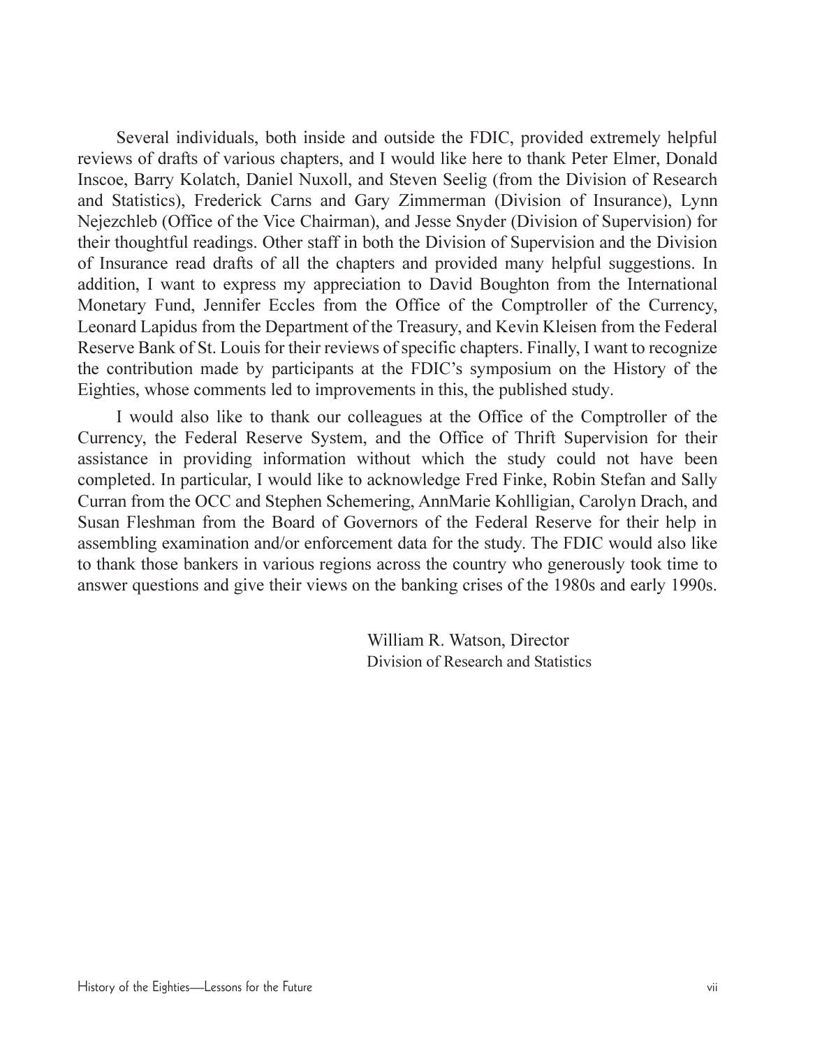Several individuals, both inside and outside the FDIC, provided extremely helpful reviews of drafts of various chapters, and I would like here to thank Peter Elmer, Donald Inscoe, Barry Kolatch, Daniel Nuxoll, and Steven Seelig (from the Division of Research and Statistics), Frederick Carns and Gary Zimmerman (Division of Insurance), Lynn Nejezchleb (Office of the Vice Chairman), and Jesse Snyder (Division of Supervision) for their thoughtful readings. Other staff in both the Division of Supervision and the Division of Insurance read drafts of all the chapters and provided many helpful suggestions. In addition, I want to express my appreciation to David Boughton from the International Monetary Fund, Jennifer Eccles from the Office of the Comptroller of the Currency, Leonard Lapidus from the Department of the Treasury, and Kevin Kleisen from the Federal Reserve Bank of St. Louis for their reviews of specific chapters. Finally, I want to recognize the contribution made by participants at the FDIC's symposium on the History of the Eighties, whose comments led to improvements in this, the published study.

I would also like to thank our colleagues at the Office of the Comptroller of the Currency, the Federal Reserve System, and the Office of Thrift Supervision for their assistance in providing information without which the study could not have been completed. In particular, I would like to acknowledge Fred Finke, Robin Stefan and Sally Curran from the OCC and Stephen Schemering, AnnMarie Kohlligian, Carolyn Drach, and Susan Fleshman from the Board of Governors of the Federal Reserve for their help in assembling examination and/or enforcement data for the study. The FDIC would also like to thank those bankers in various regions across the country who generously took time to answer questions and give their views on the banking crises of the 1980s and early 1990s.

William R. Watson, Director
Division of Research and Statistics